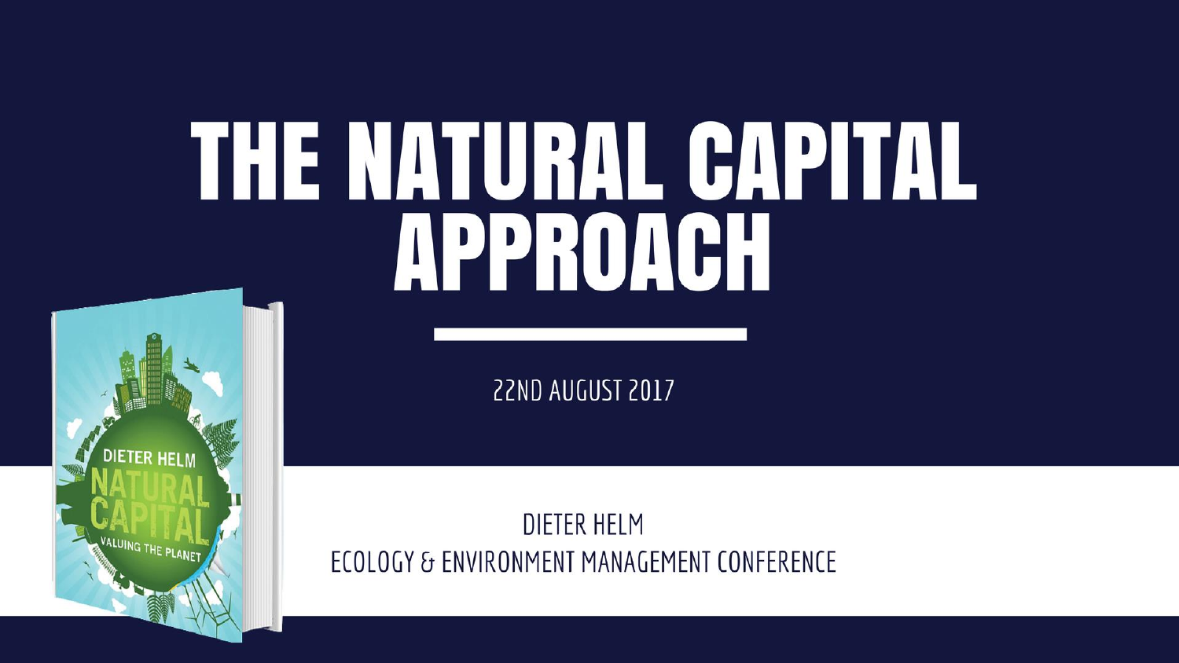# THE NATURAL CAPITAL APPROACH

22ND AUGUST 2017

DIETER HELM
ECOLOGY & ENVIRONMENT MANAGEMENT CONFERENCE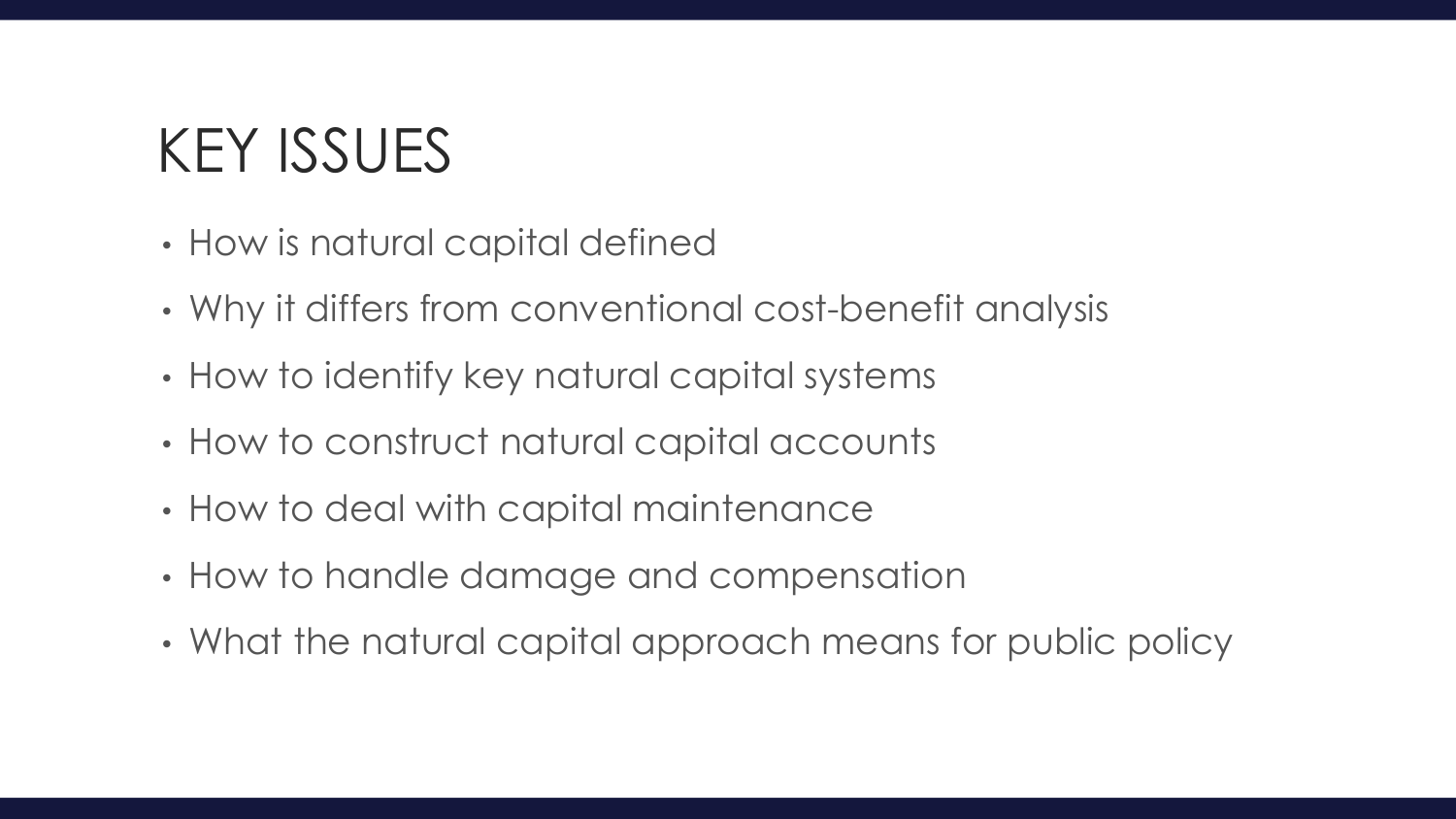# KEY ISSUES

- How is natural capital defined
- Why it differs from conventional cost-benefit analysis
- How to identify key natural capital systems
- How to construct natural capital accounts
- How to deal with capital maintenance
- How to handle damage and compensation
- What the natural capital approach means for public policy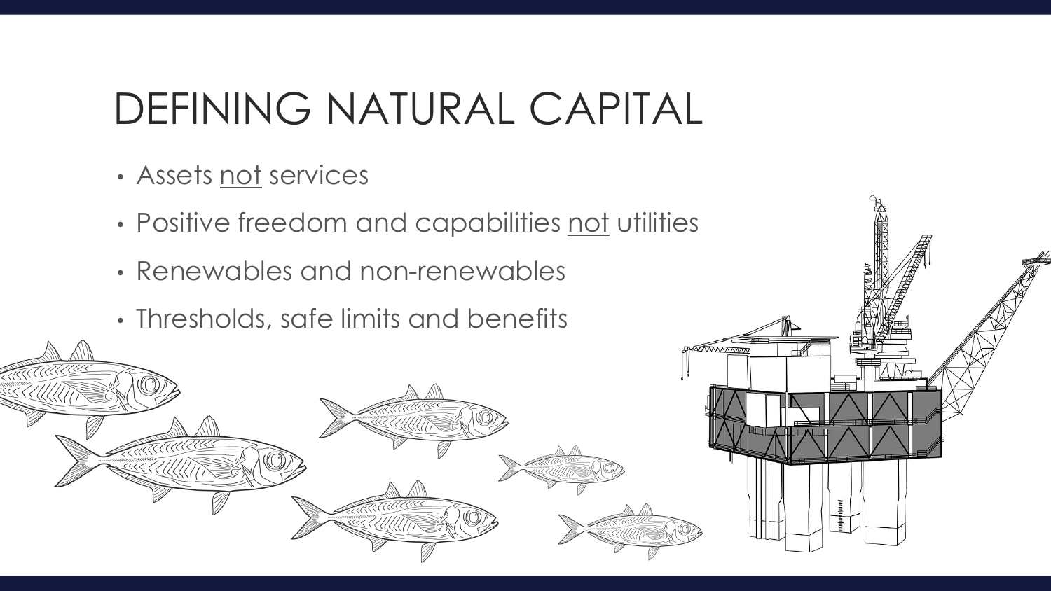# DEFINING NATURAL CAPITAL

- Assets <u>not</u> services
- Positive freedom and capabilities <u>not</u> utilities
- Renewables and non-renewables
- Thresholds, safe limits and benefits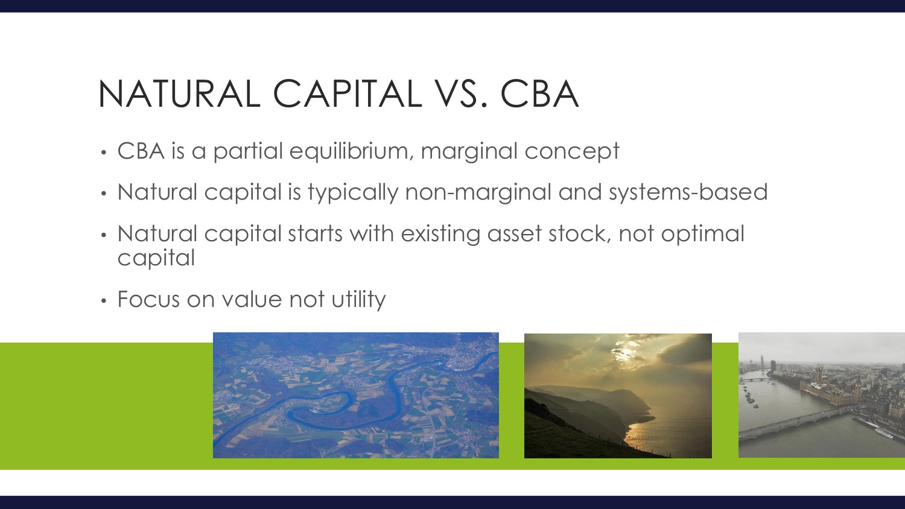# NATURAL CAPITAL VS. CBA

- CBA is a partial equilibrium, marginal concept
- Natural capital is typically non-marginal and systems-based
- Natural capital starts with existing asset stock, not optimal capital
- Focus on value not utility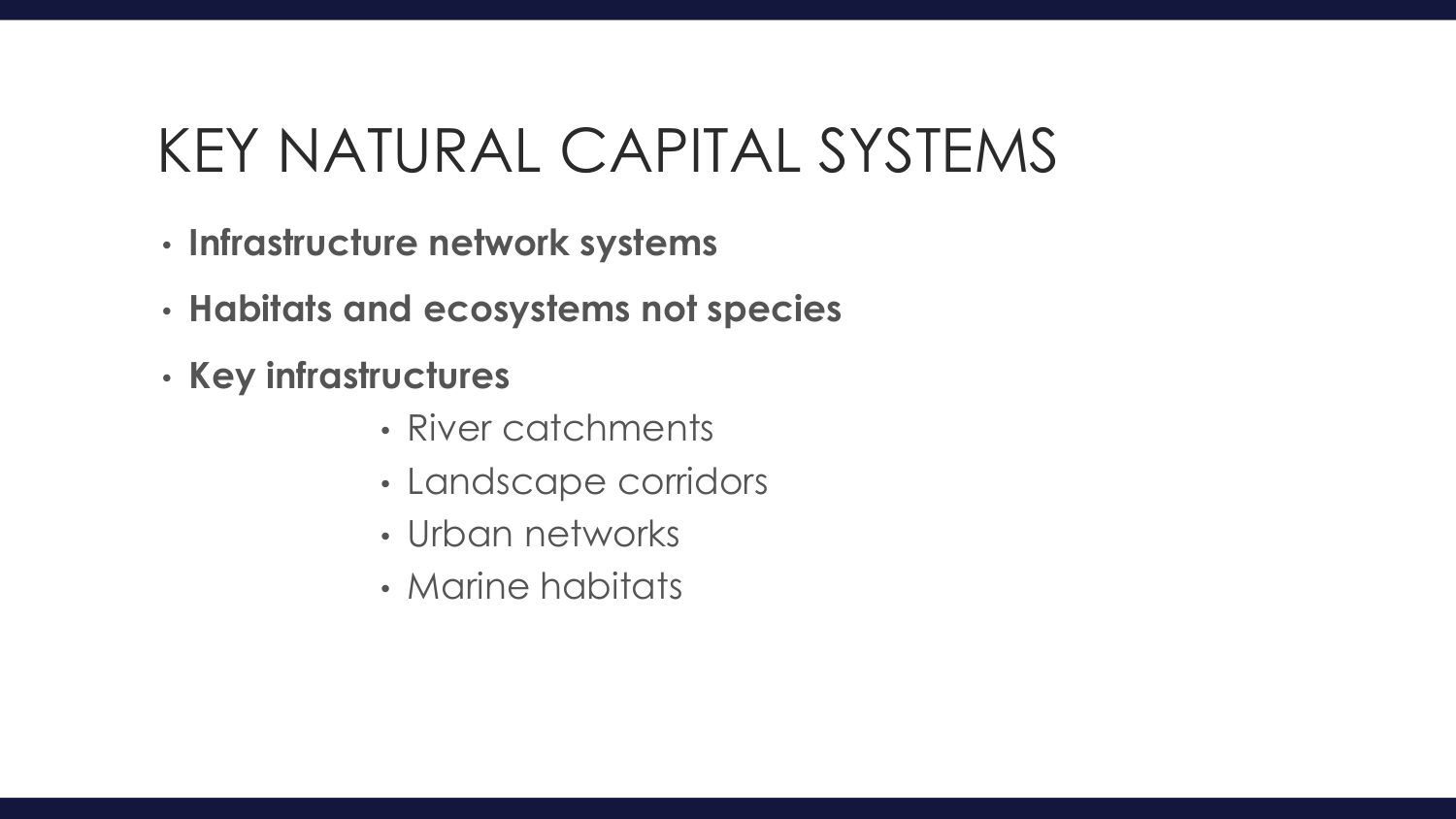# KEY NATURAL CAPITAL SYSTEMS

- **Infrastructure network systems**
- **Habitats and ecosystems not species**
- **Key infrastructures**
  - River catchments
  - Landscape corridors
  - Urban networks
  - Marine habitats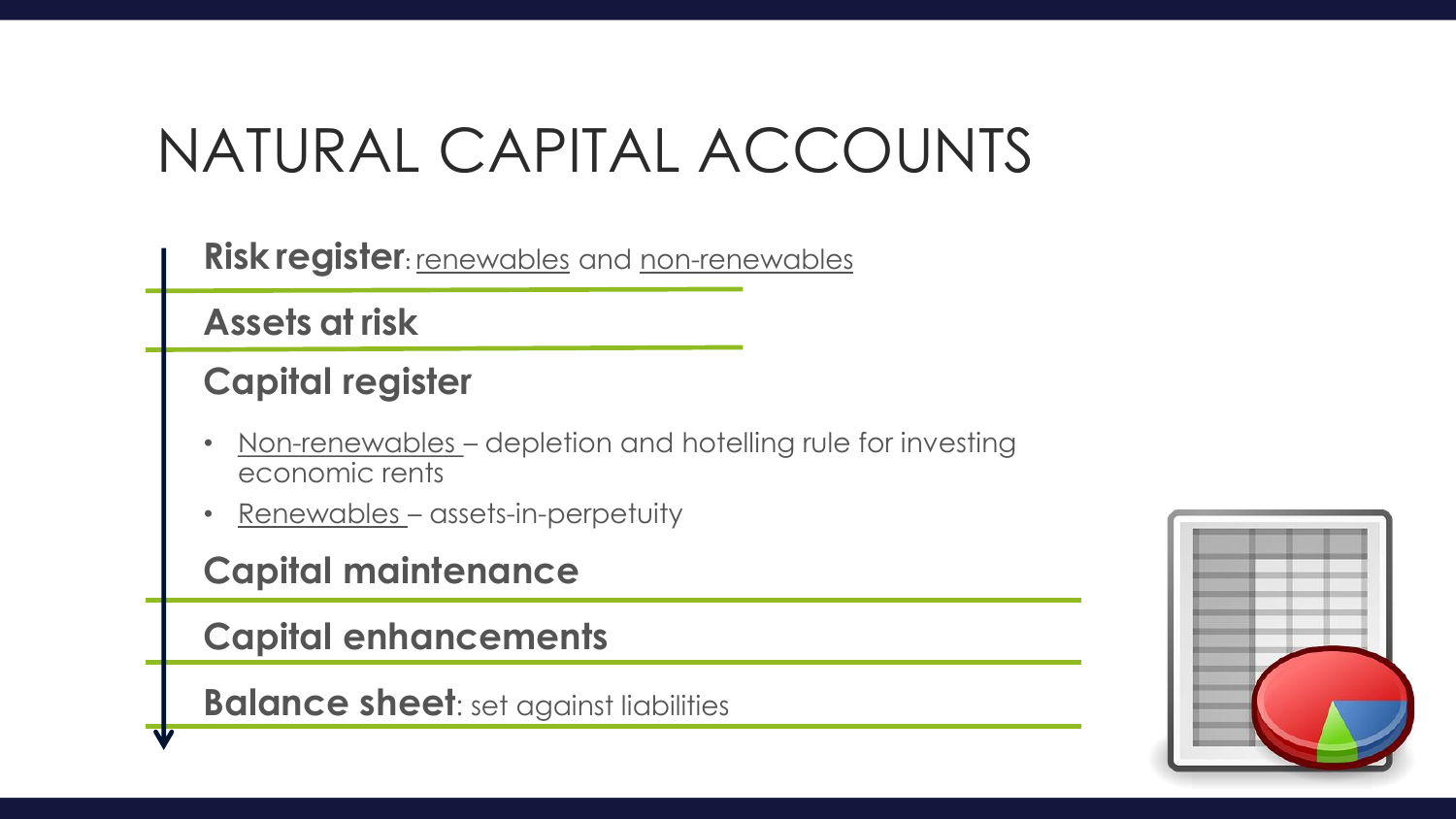# NATURAL CAPITAL ACCOUNTS

**Risk register**: renewables and non-renewables

**Assets at risk**

**Capital register**

- Non-renewables – depletion and hotelling rule for investing economic rents
- Renewables – assets-in-perpetuity

**Capital maintenance**

**Capital enhancements**

**Balance sheet**: set against liabilities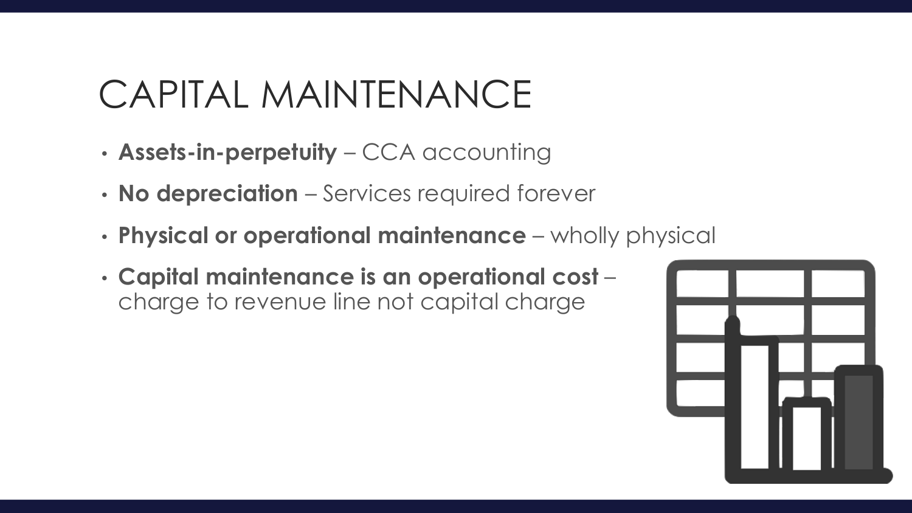# CAPITAL MAINTENANCE

- **Assets-in-perpetuity** – CCA accounting
- **No depreciation** – Services required forever
- **Physical or operational maintenance** – wholly physical
- **Capital maintenance is an operational cost** – charge to revenue line not capital charge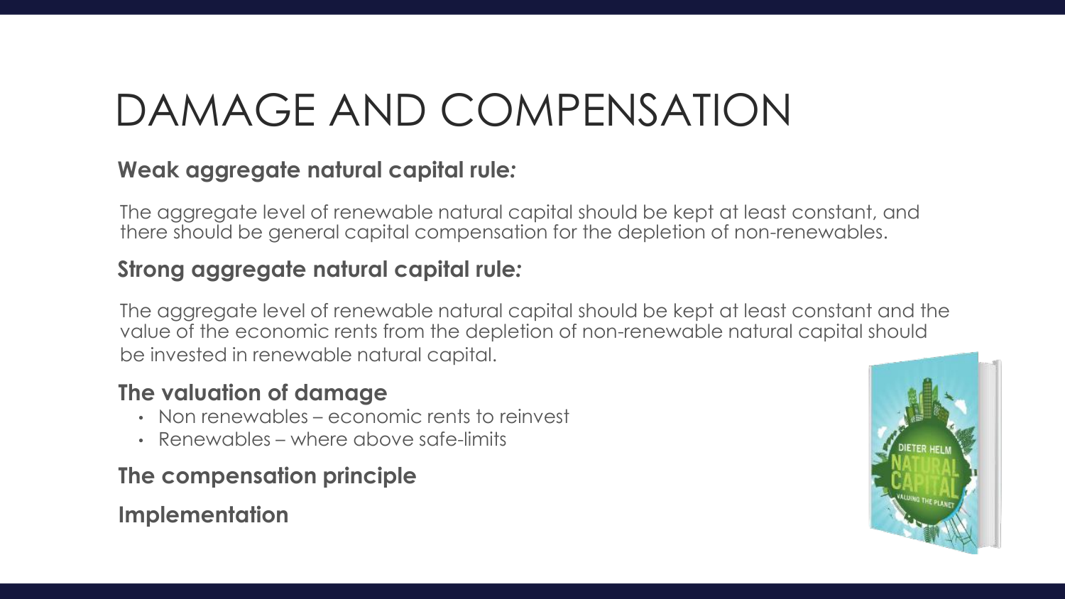# DAMAGE AND COMPENSATION

**Weak aggregate natural capital rule:**

The aggregate level of renewable natural capital should be kept at least constant, and there should be general capital compensation for the depletion of non-renewables.

**Strong aggregate natural capital rule:**

The aggregate level of renewable natural capital should be kept at least constant and the value of the economic rents from the depletion of non-renewable natural capital should be invested in renewable natural capital.

**The valuation of damage**

- Non renewables – economic rents to reinvest
- Renewables – where above safe-limits

**The compensation principle**

**Implementation**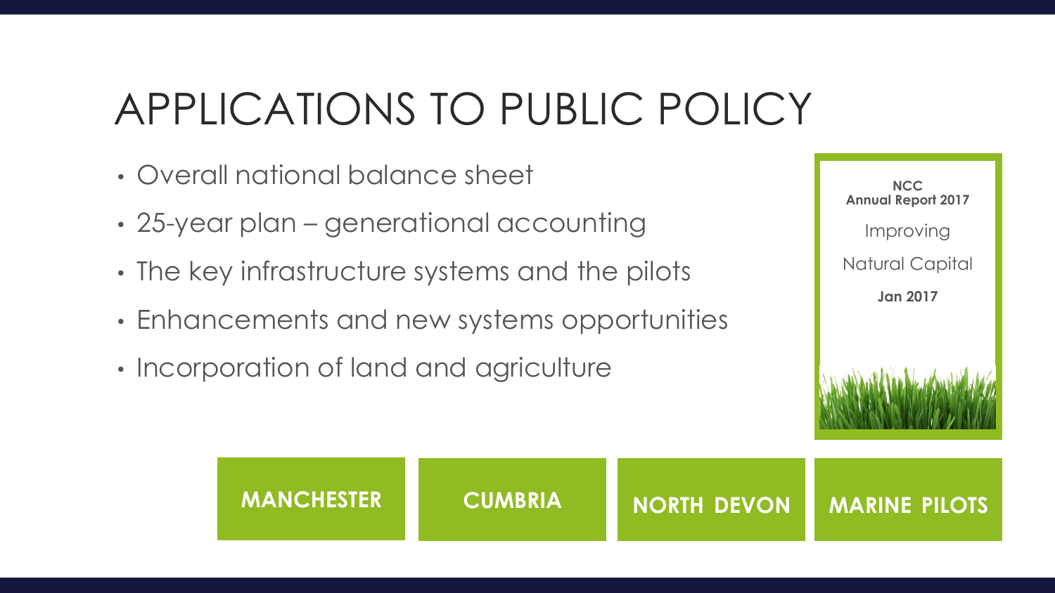# APPLICATIONS TO PUBLIC POLICY

- Overall national balance sheet
- 25-year plan – generational accounting
- The key infrastructure systems and the pilots
- Enhancements and new systems opportunities
- Incorporation of land and agriculture

**NCC**
**Annual Report 2017**

Improving

Natural Capital

**Jan 2017**

**MANCHESTER** | **CUMBRIA** | **NORTH DEVON** | **MARINE PILOTS**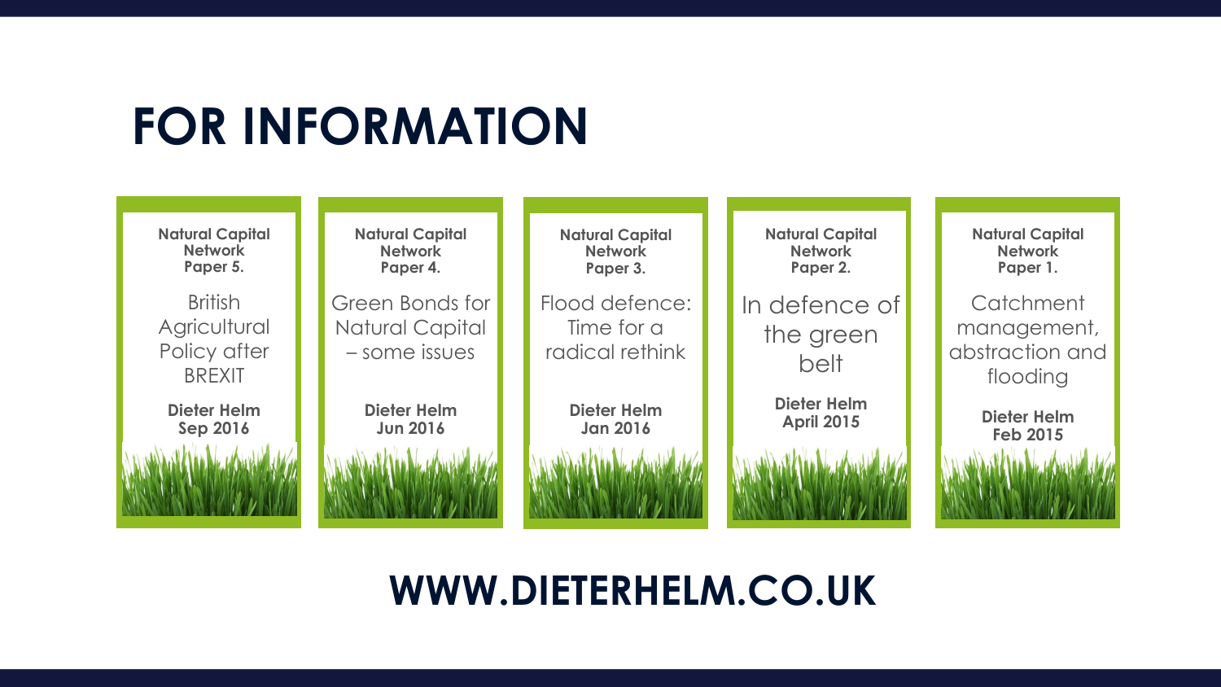# FOR INFORMATION

**Natural Capital Network Paper 5.**

British Agricultural Policy after BREXIT

**Dieter Helm**
**Sep 2016**

**Natural Capital Network Paper 4.**

Green Bonds for Natural Capital – some issues

**Dieter Helm**
**Jun 2016**

**Natural Capital Network Paper 3.**

Flood defence: Time for a radical rethink

**Dieter Helm**
**Jan 2016**

**Natural Capital Network Paper 2.**

In defence of the green belt

**Dieter Helm**
**April 2015**

**Natural Capital Network Paper 1.**

Catchment management, abstraction and flooding

**Dieter Helm**
**Feb 2015**

## WWW.DIETERHELM.CO.UK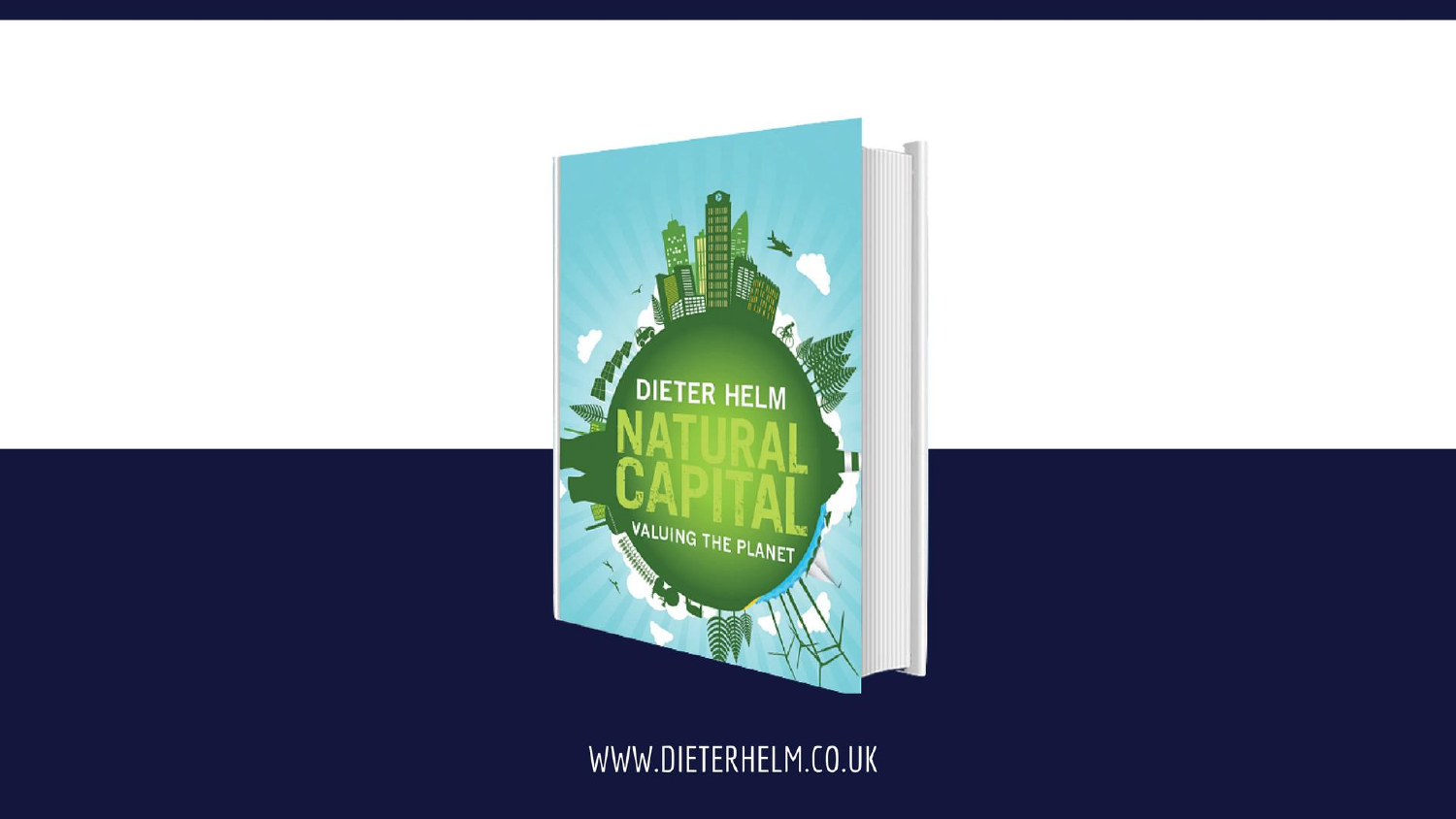DIETER HELM

NATURAL CAPITAL

VALUING THE PLANET

WWW.DIETERHELM.CO.UK